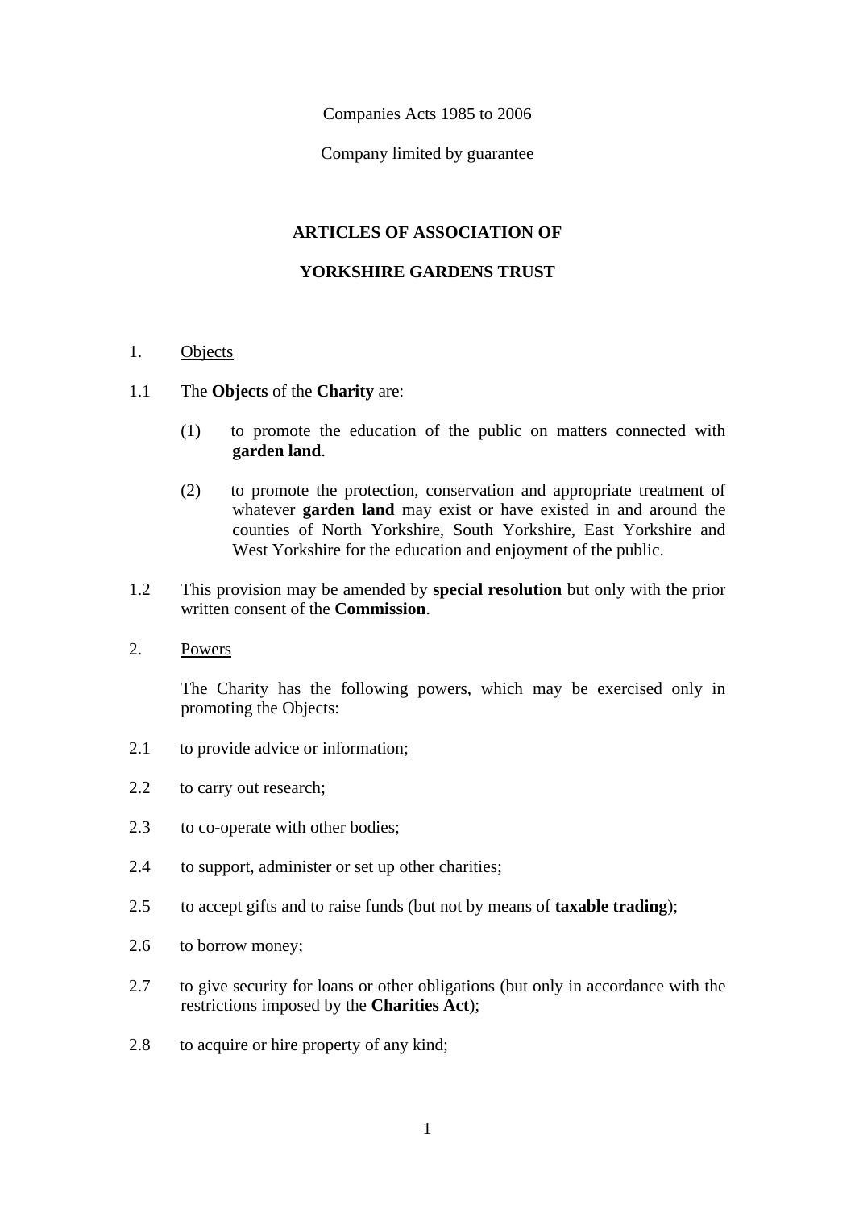Companies Acts 1985 to 2006

Company limited by guarantee

# ARTICLES OF ASSOCIATION OF

# YORKSHIRE GARDENS TRUST

1. Objects

1.1 The **Objects** of the **Charity** are:

(1) to promote the education of the public on matters connected with **garden land**.

(2) to promote the protection, conservation and appropriate treatment of whatever **garden land** may exist or have existed in and around the counties of North Yorkshire, South Yorkshire, East Yorkshire and West Yorkshire for the education and enjoyment of the public.

1.2 This provision may be amended by **special resolution** but only with the prior written consent of the **Commission**.

2. Powers

The Charity has the following powers, which may be exercised only in promoting the Objects:

2.1 to provide advice or information;

2.2 to carry out research;

2.3 to co-operate with other bodies;

2.4 to support, administer or set up other charities;

2.5 to accept gifts and to raise funds (but not by means of **taxable trading**);

2.6 to borrow money;

2.7 to give security for loans or other obligations (but only in accordance with the restrictions imposed by the **Charities Act**);

2.8 to acquire or hire property of any kind;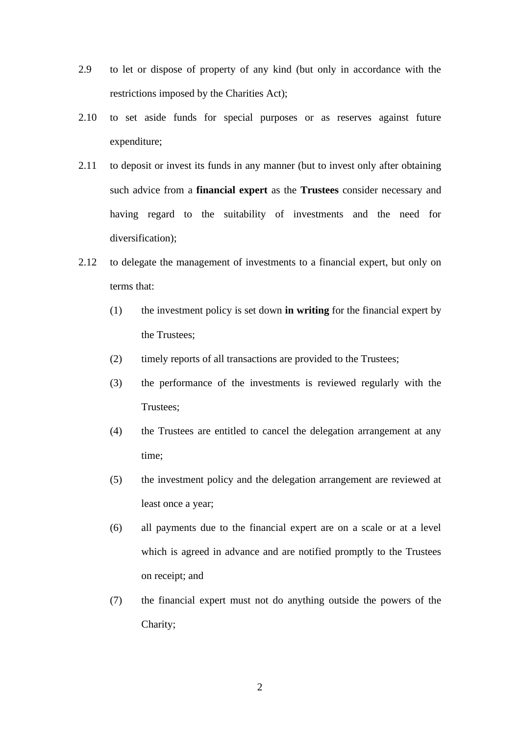2.9 to let or dispose of property of any kind (but only in accordance with the restrictions imposed by the Charities Act);

2.10 to set aside funds for special purposes or as reserves against future expenditure;

2.11 to deposit or invest its funds in any manner (but to invest only after obtaining such advice from a **financial expert** as the **Trustees** consider necessary and having regard to the suitability of investments and the need for diversification);

2.12 to delegate the management of investments to a financial expert, but only on terms that:

  (1) the investment policy is set down **in writing** for the financial expert by the Trustees;

  (2) timely reports of all transactions are provided to the Trustees;

  (3) the performance of the investments is reviewed regularly with the Trustees;

  (4) the Trustees are entitled to cancel the delegation arrangement at any time;

  (5) the investment policy and the delegation arrangement are reviewed at least once a year;

  (6) all payments due to the financial expert are on a scale or at a level which is agreed in advance and are notified promptly to the Trustees on receipt; and

  (7) the financial expert must not do anything outside the powers of the Charity;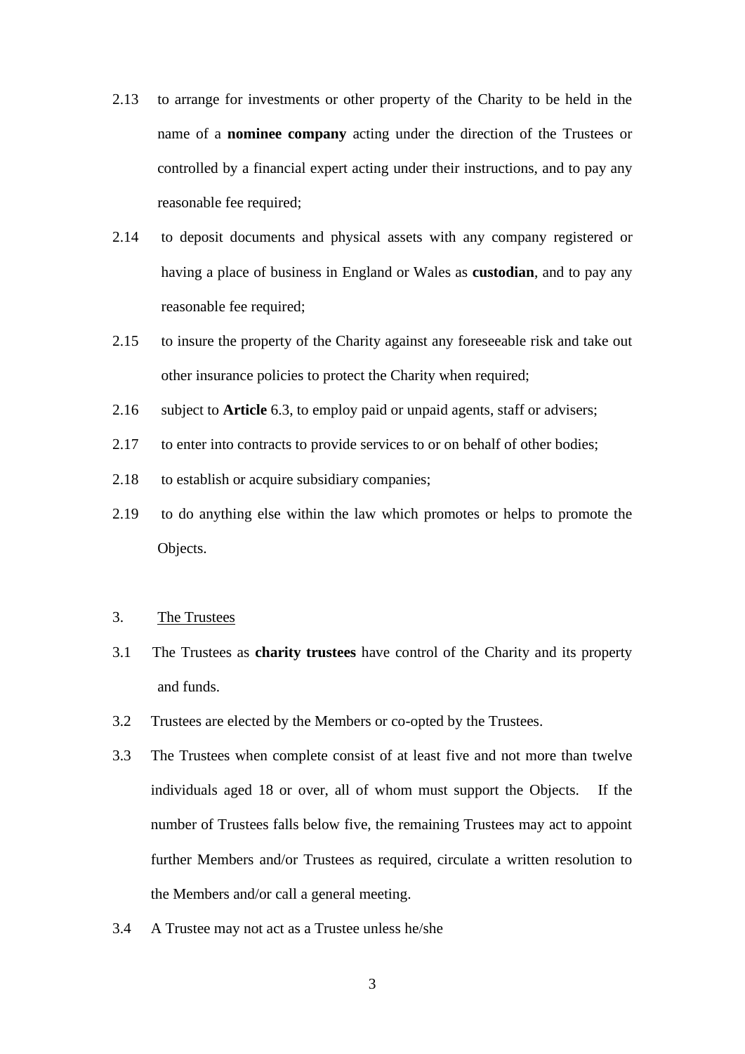2.13 to arrange for investments or other property of the Charity to be held in the name of a **nominee company** acting under the direction of the Trustees or controlled by a financial expert acting under their instructions, and to pay any reasonable fee required;

2.14 to deposit documents and physical assets with any company registered or having a place of business in England or Wales as **custodian**, and to pay any reasonable fee required;

2.15 to insure the property of the Charity against any foreseeable risk and take out other insurance policies to protect the Charity when required;

2.16 subject to **Article** 6.3, to employ paid or unpaid agents, staff or advisers;

2.17 to enter into contracts to provide services to or on behalf of other bodies;

2.18 to establish or acquire subsidiary companies;

2.19 to do anything else within the law which promotes or helps to promote the Objects.

3. The Trustees

3.1 The Trustees as **charity trustees** have control of the Charity and its property and funds.

3.2 Trustees are elected by the Members or co-opted by the Trustees.

3.3 The Trustees when complete consist of at least five and not more than twelve individuals aged 18 or over, all of whom must support the Objects. If the number of Trustees falls below five, the remaining Trustees may act to appoint further Members and/or Trustees as required, circulate a written resolution to the Members and/or call a general meeting.

3.4 A Trustee may not act as a Trustee unless he/she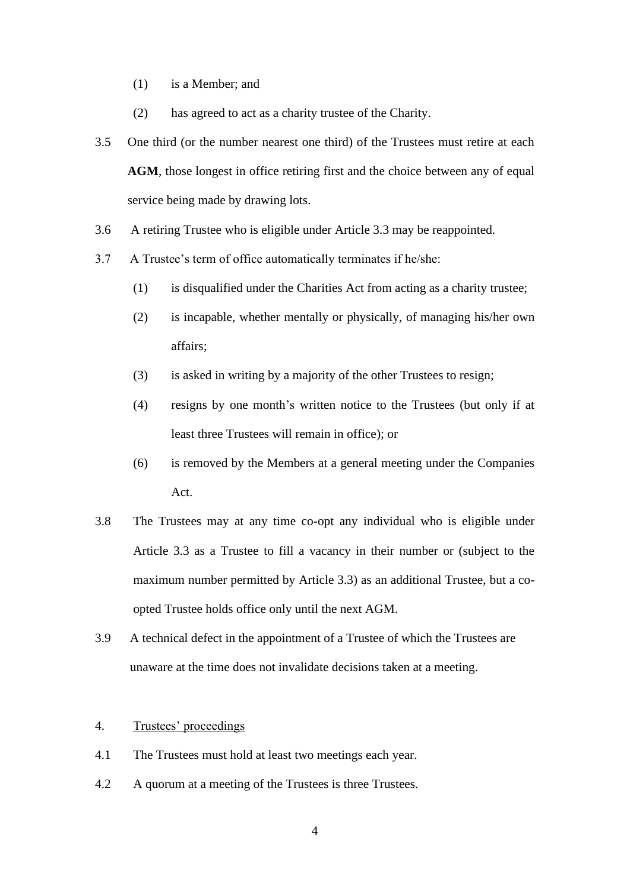(1) is a Member; and

(2) has agreed to act as a charity trustee of the Charity.

3.5 One third (or the number nearest one third) of the Trustees must retire at each **AGM**, those longest in office retiring first and the choice between any of equal service being made by drawing lots.

3.6 A retiring Trustee who is eligible under Article 3.3 may be reappointed.

3.7 A Trustee's term of office automatically terminates if he/she:

(1) is disqualified under the Charities Act from acting as a charity trustee;

(2) is incapable, whether mentally or physically, of managing his/her own affairs;

(3) is asked in writing by a majority of the other Trustees to resign;

(4) resigns by one month's written notice to the Trustees (but only if at least three Trustees will remain in office); or

(6) is removed by the Members at a general meeting under the Companies Act.

3.8 The Trustees may at any time co-opt any individual who is eligible under Article 3.3 as a Trustee to fill a vacancy in their number or (subject to the maximum number permitted by Article 3.3) as an additional Trustee, but a co-opted Trustee holds office only until the next AGM.

3.9 A technical defect in the appointment of a Trustee of which the Trustees are unaware at the time does not invalidate decisions taken at a meeting.

4. Trustees' proceedings

4.1 The Trustees must hold at least two meetings each year.

4.2 A quorum at a meeting of the Trustees is three Trustees.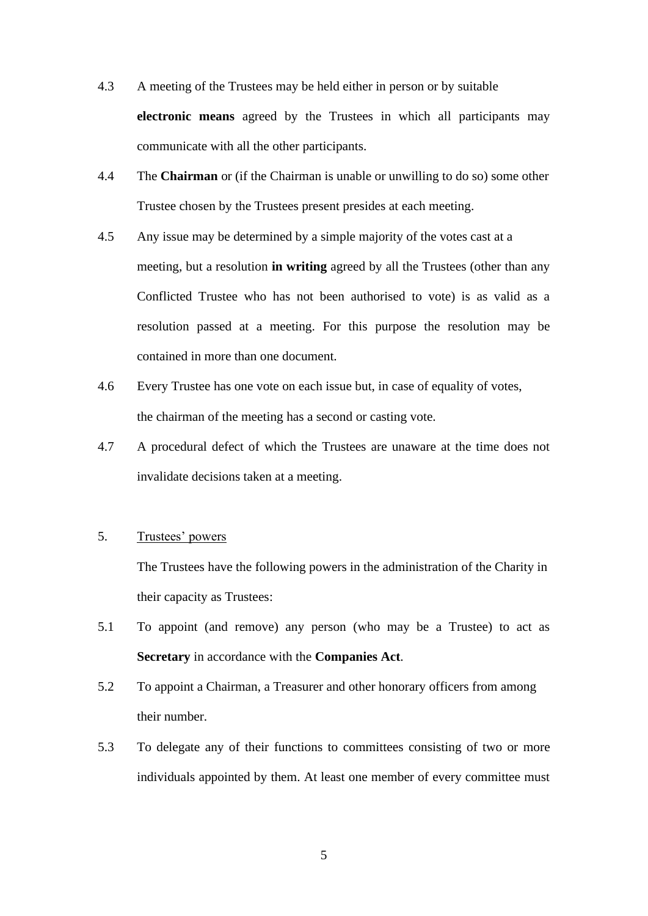4.3 A meeting of the Trustees may be held either in person or by suitable **electronic means** agreed by the Trustees in which all participants may communicate with all the other participants.

4.4 The **Chairman** or (if the Chairman is unable or unwilling to do so) some other Trustee chosen by the Trustees present presides at each meeting.

4.5 Any issue may be determined by a simple majority of the votes cast at a meeting, but a resolution **in writing** agreed by all the Trustees (other than any Conflicted Trustee who has not been authorised to vote) is as valid as a resolution passed at a meeting. For this purpose the resolution may be contained in more than one document.

4.6 Every Trustee has one vote on each issue but, in case of equality of votes, the chairman of the meeting has a second or casting vote.

4.7 A procedural defect of which the Trustees are unaware at the time does not invalidate decisions taken at a meeting.

5. <u>Trustees' powers</u>

The Trustees have the following powers in the administration of the Charity in their capacity as Trustees:

5.1 To appoint (and remove) any person (who may be a Trustee) to act as **Secretary** in accordance with the **Companies Act**.

5.2 To appoint a Chairman, a Treasurer and other honorary officers from among their number.

5.3 To delegate any of their functions to committees consisting of two or more individuals appointed by them. At least one member of every committee must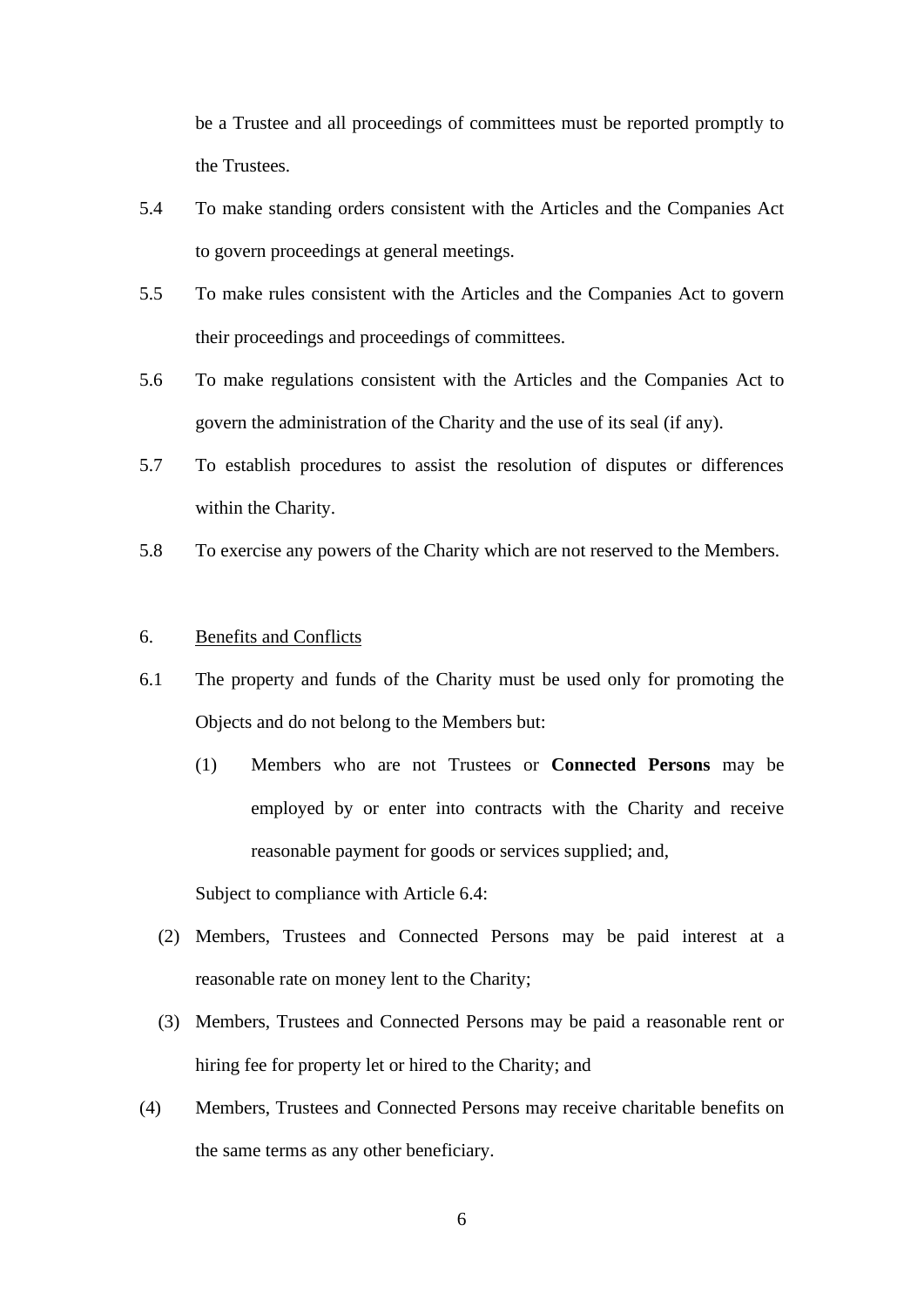be a Trustee and all proceedings of committees must be reported promptly to the Trustees.

5.4 To make standing orders consistent with the Articles and the Companies Act to govern proceedings at general meetings.

5.5 To make rules consistent with the Articles and the Companies Act to govern their proceedings and proceedings of committees.

5.6 To make regulations consistent with the Articles and the Companies Act to govern the administration of the Charity and the use of its seal (if any).

5.7 To establish procedures to assist the resolution of disputes or differences within the Charity.

5.8 To exercise any powers of the Charity which are not reserved to the Members.

6. <u>Benefits and Conflicts</u>

6.1 The property and funds of the Charity must be used only for promoting the Objects and do not belong to the Members but:

(1) Members who are not Trustees or **Connected Persons** may be employed by or enter into contracts with the Charity and receive reasonable payment for goods or services supplied; and,

Subject to compliance with Article 6.4:

(2) Members, Trustees and Connected Persons may be paid interest at a reasonable rate on money lent to the Charity;

(3) Members, Trustees and Connected Persons may be paid a reasonable rent or hiring fee for property let or hired to the Charity; and

(4) Members, Trustees and Connected Persons may receive charitable benefits on the same terms as any other beneficiary.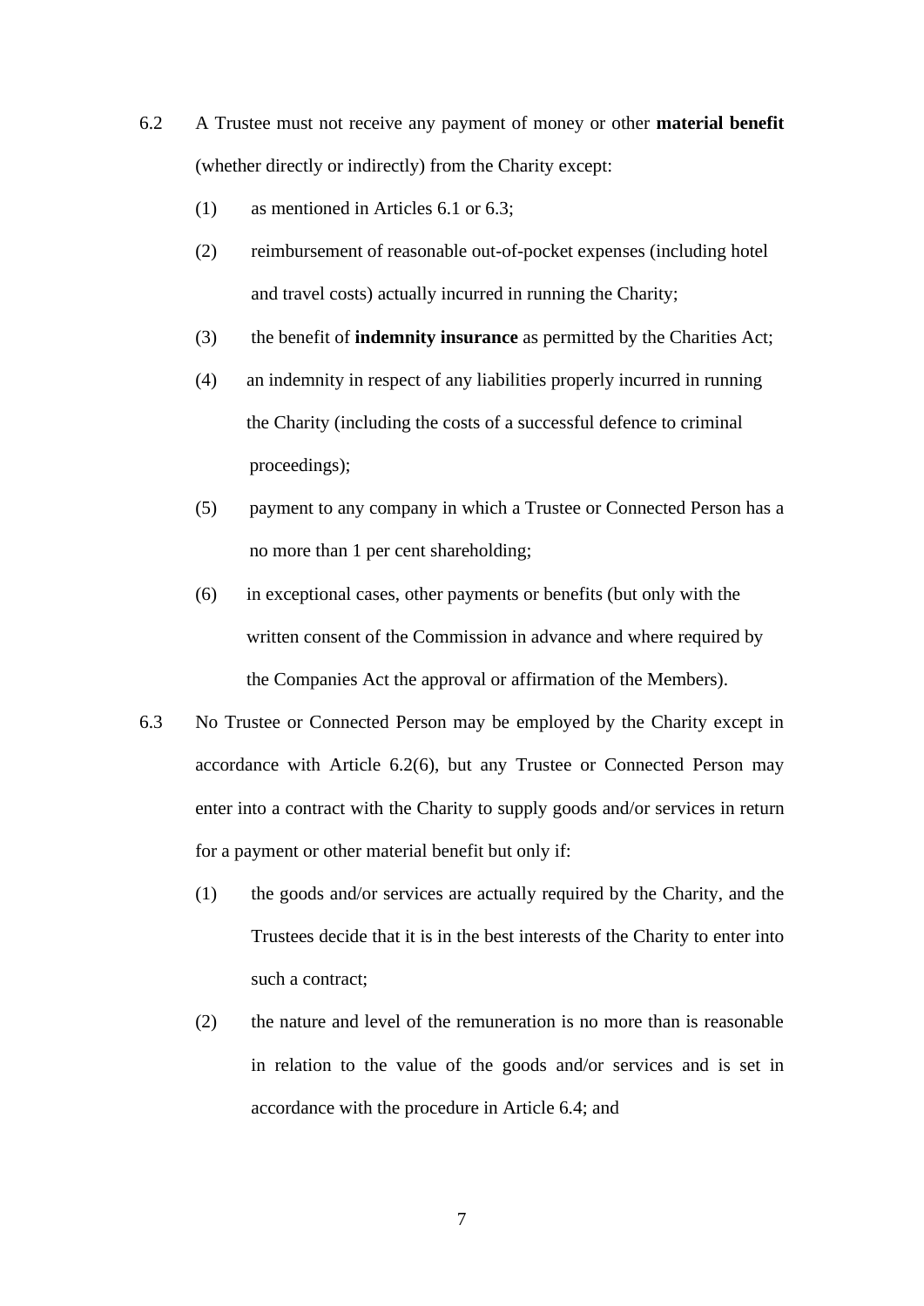6.2 A Trustee must not receive any payment of money or other **material benefit** (whether directly or indirectly) from the Charity except:

(1) as mentioned in Articles 6.1 or 6.3;

(2) reimbursement of reasonable out-of-pocket expenses (including hotel and travel costs) actually incurred in running the Charity;

(3) the benefit of **indemnity insurance** as permitted by the Charities Act;

(4) an indemnity in respect of any liabilities properly incurred in running the Charity (including the costs of a successful defence to criminal proceedings);

(5) payment to any company in which a Trustee or Connected Person has a no more than 1 per cent shareholding;

(6) in exceptional cases, other payments or benefits (but only with the written consent of the Commission in advance and where required by the Companies Act the approval or affirmation of the Members).

6.3 No Trustee or Connected Person may be employed by the Charity except in accordance with Article 6.2(6), but any Trustee or Connected Person may enter into a contract with the Charity to supply goods and/or services in return for a payment or other material benefit but only if:

(1) the goods and/or services are actually required by the Charity, and the Trustees decide that it is in the best interests of the Charity to enter into such a contract;

(2) the nature and level of the remuneration is no more than is reasonable in relation to the value of the goods and/or services and is set in accordance with the procedure in Article 6.4; and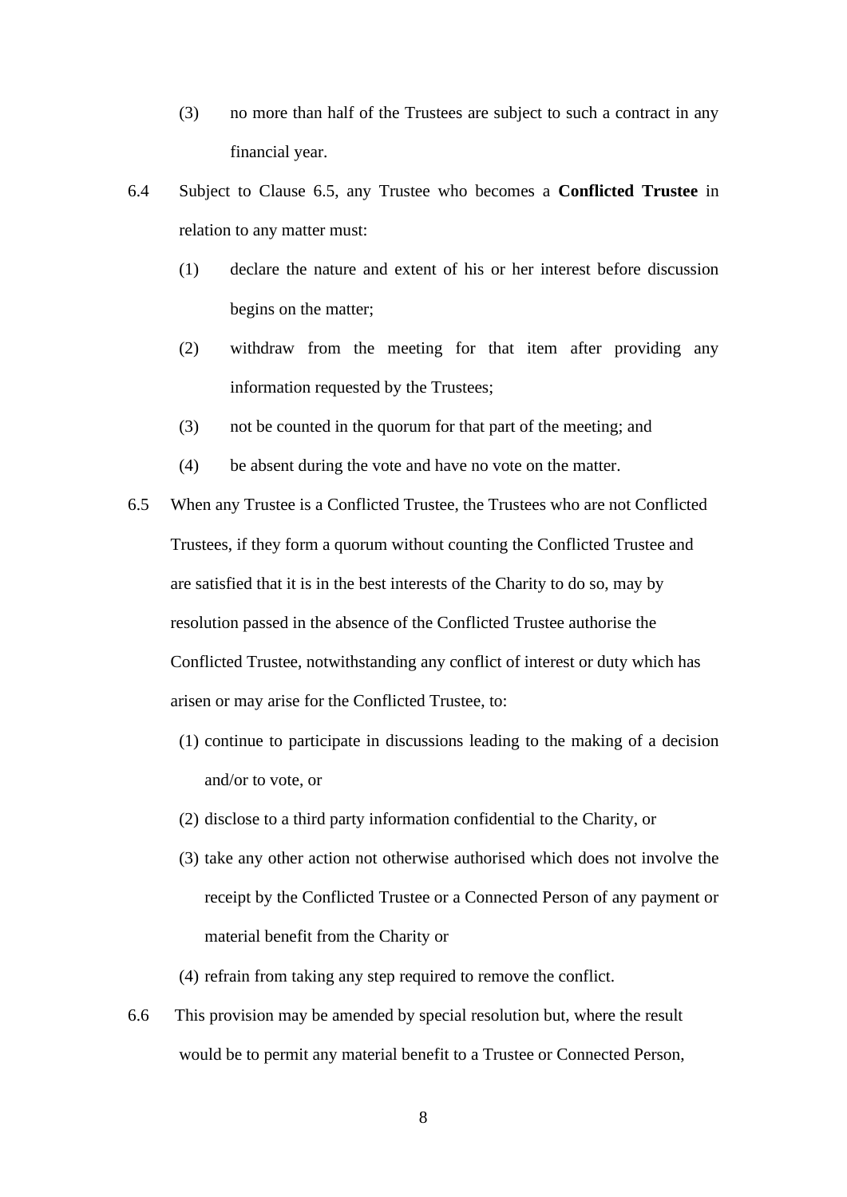(3) no more than half of the Trustees are subject to such a contract in any financial year.

6.4 Subject to Clause 6.5, any Trustee who becomes a **Conflicted Trustee** in relation to any matter must:

(1) declare the nature and extent of his or her interest before discussion begins on the matter;

(2) withdraw from the meeting for that item after providing any information requested by the Trustees;

(3) not be counted in the quorum for that part of the meeting; and

(4) be absent during the vote and have no vote on the matter.

6.5 When any Trustee is a Conflicted Trustee, the Trustees who are not Conflicted Trustees, if they form a quorum without counting the Conflicted Trustee and are satisfied that it is in the best interests of the Charity to do so, may by resolution passed in the absence of the Conflicted Trustee authorise the Conflicted Trustee, notwithstanding any conflict of interest or duty which has arisen or may arise for the Conflicted Trustee, to:

(1) continue to participate in discussions leading to the making of a decision and/or to vote, or

(2) disclose to a third party information confidential to the Charity, or

(3) take any other action not otherwise authorised which does not involve the receipt by the Conflicted Trustee or a Connected Person of any payment or material benefit from the Charity or

(4) refrain from taking any step required to remove the conflict.

6.6 This provision may be amended by special resolution but, where the result would be to permit any material benefit to a Trustee or Connected Person,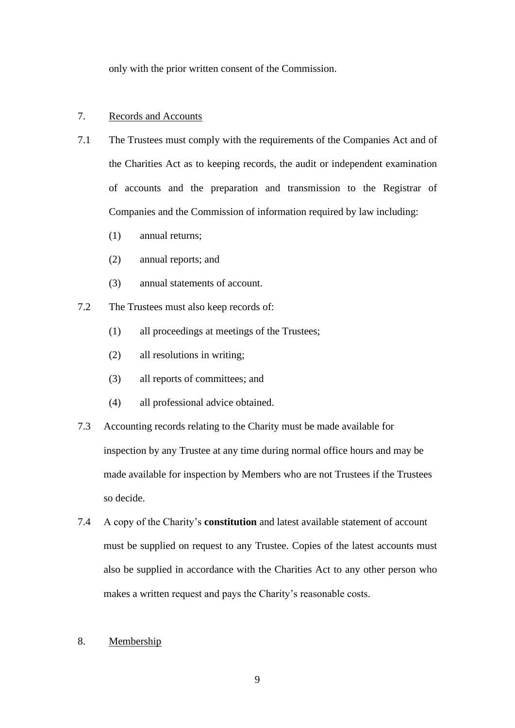only with the prior written consent of the Commission.

7. Records and Accounts

7.1 The Trustees must comply with the requirements of the Companies Act and of the Charities Act as to keeping records, the audit or independent examination of accounts and the preparation and transmission to the Registrar of Companies and the Commission of information required by law including:

(1) annual returns;

(2) annual reports; and

(3) annual statements of account.

7.2 The Trustees must also keep records of:

(1) all proceedings at meetings of the Trustees;

(2) all resolutions in writing;

(3) all reports of committees; and

(4) all professional advice obtained.

7.3 Accounting records relating to the Charity must be made available for inspection by any Trustee at any time during normal office hours and may be made available for inspection by Members who are not Trustees if the Trustees so decide.

7.4 A copy of the Charity's **constitution** and latest available statement of account must be supplied on request to any Trustee. Copies of the latest accounts must also be supplied in accordance with the Charities Act to any other person who makes a written request and pays the Charity's reasonable costs.

8. Membership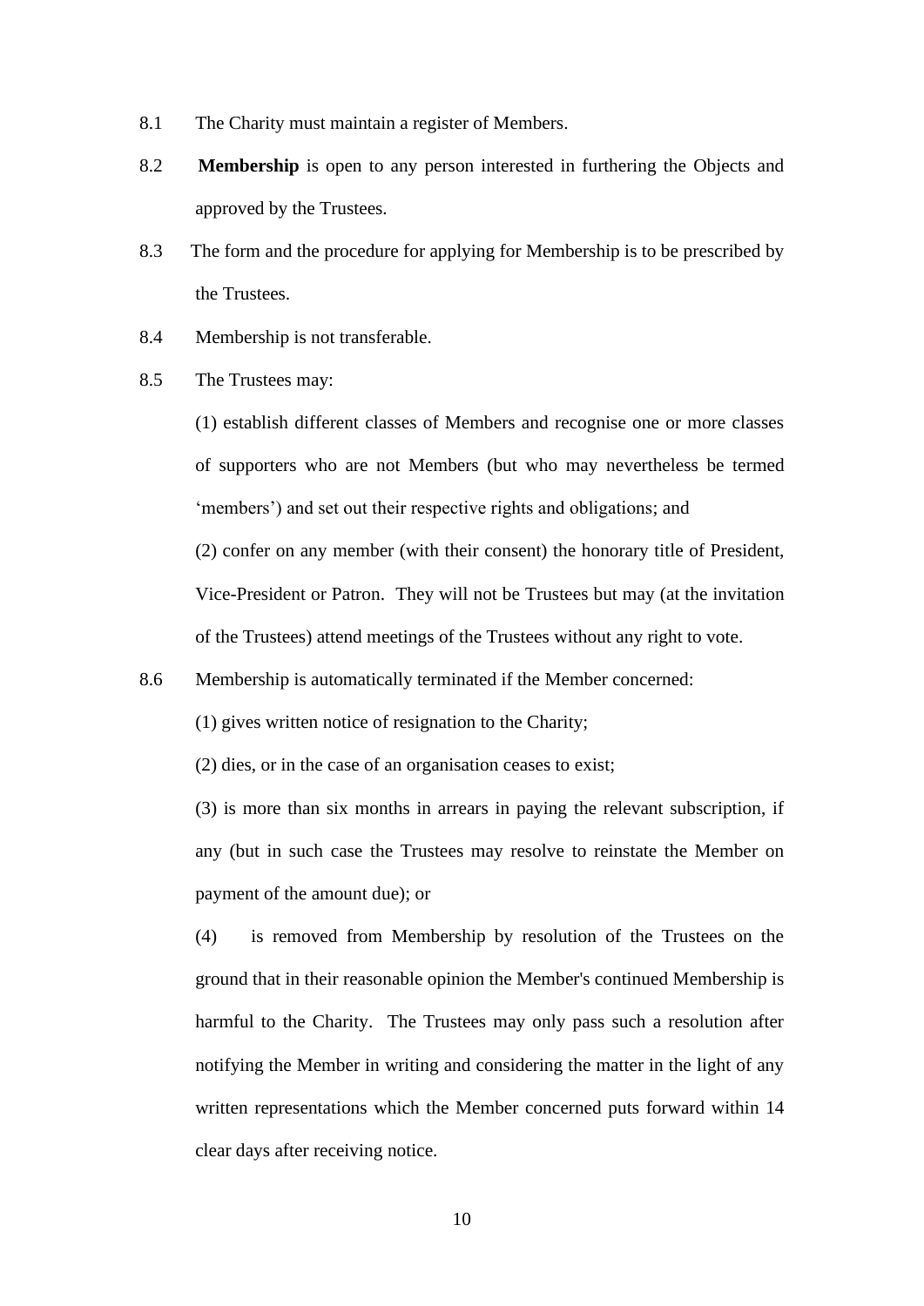8.1 The Charity must maintain a register of Members.

8.2 **Membership** is open to any person interested in furthering the Objects and approved by the Trustees.

8.3 The form and the procedure for applying for Membership is to be prescribed by the Trustees.

8.4 Membership is not transferable.

8.5 The Trustees may:

(1) establish different classes of Members and recognise one or more classes of supporters who are not Members (but who may nevertheless be termed 'members') and set out their respective rights and obligations; and

(2) confer on any member (with their consent) the honorary title of President, Vice-President or Patron. They will not be Trustees but may (at the invitation of the Trustees) attend meetings of the Trustees without any right to vote.

8.6 Membership is automatically terminated if the Member concerned:

(1) gives written notice of resignation to the Charity;

(2) dies, or in the case of an organisation ceases to exist;

(3) is more than six months in arrears in paying the relevant subscription, if any (but in such case the Trustees may resolve to reinstate the Member on payment of the amount due); or

(4) is removed from Membership by resolution of the Trustees on the ground that in their reasonable opinion the Member's continued Membership is harmful to the Charity. The Trustees may only pass such a resolution after notifying the Member in writing and considering the matter in the light of any written representations which the Member concerned puts forward within 14 clear days after receiving notice.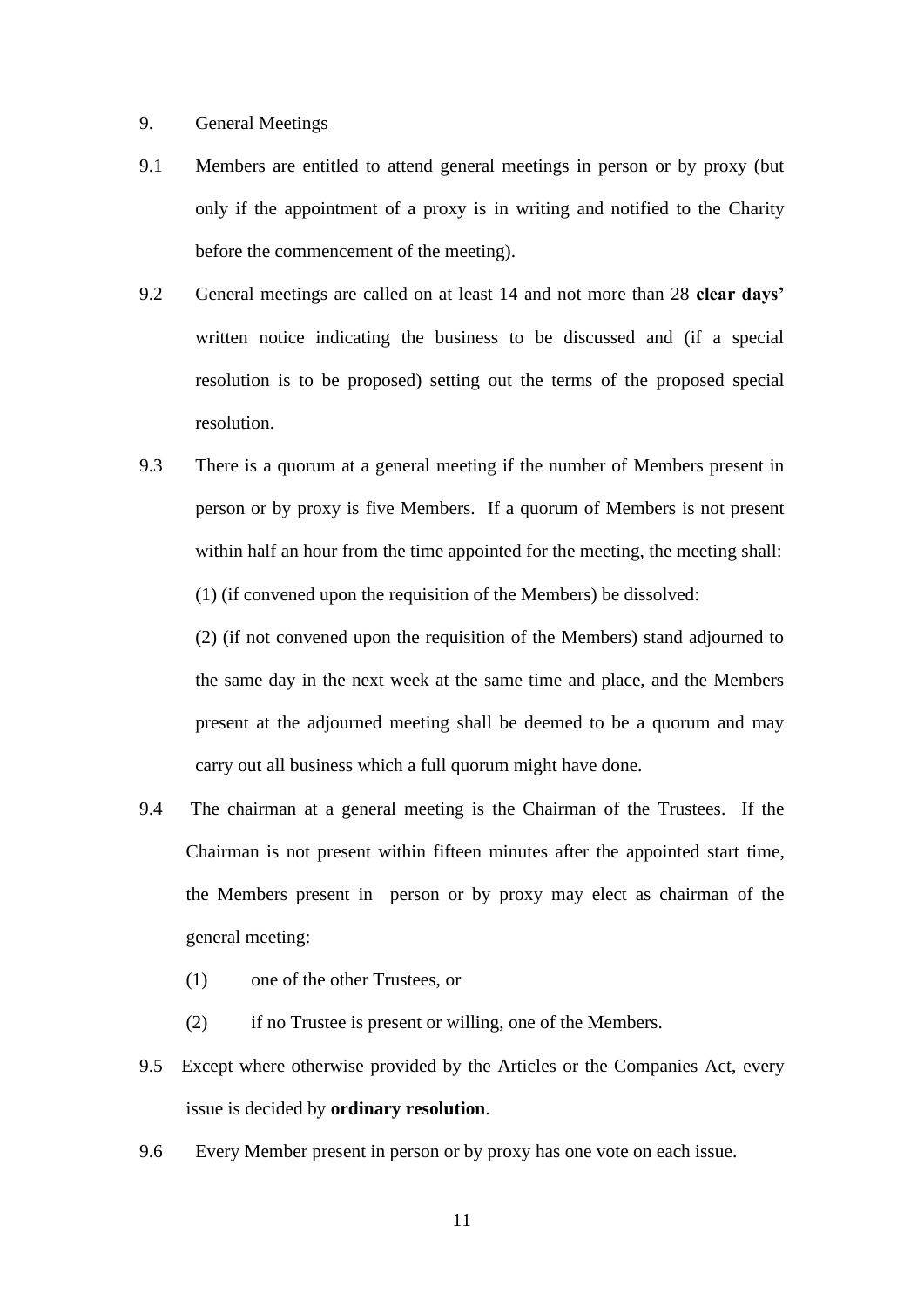9. <u>General Meetings</u>

9.1 Members are entitled to attend general meetings in person or by proxy (but only if the appointment of a proxy is in writing and notified to the Charity before the commencement of the meeting).

9.2 General meetings are called on at least 14 and not more than 28 **clear days'** written notice indicating the business to be discussed and (if a special resolution is to be proposed) setting out the terms of the proposed special resolution.

9.3 There is a quorum at a general meeting if the number of Members present in person or by proxy is five Members. If a quorum of Members is not present within half an hour from the time appointed for the meeting, the meeting shall:

(1) (if convened upon the requisition of the Members) be dissolved:

(2) (if not convened upon the requisition of the Members) stand adjourned to the same day in the next week at the same time and place, and the Members present at the adjourned meeting shall be deemed to be a quorum and may carry out all business which a full quorum might have done.

9.4 The chairman at a general meeting is the Chairman of the Trustees. If the Chairman is not present within fifteen minutes after the appointed start time, the Members present in person or by proxy may elect as chairman of the general meeting:

(1) one of the other Trustees, or

(2) if no Trustee is present or willing, one of the Members.

9.5 Except where otherwise provided by the Articles or the Companies Act, every issue is decided by **ordinary resolution**.

9.6 Every Member present in person or by proxy has one vote on each issue.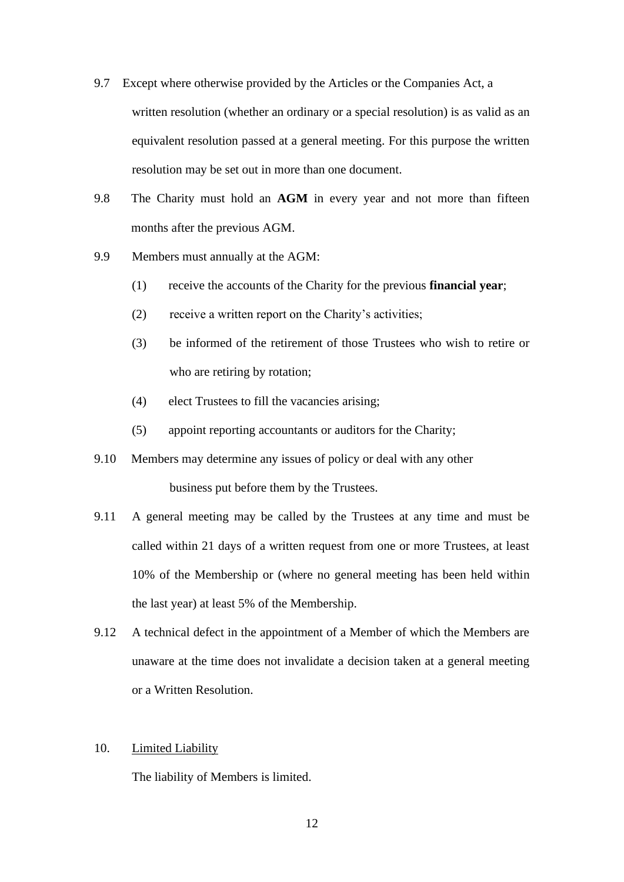9.7 Except where otherwise provided by the Articles or the Companies Act, a written resolution (whether an ordinary or a special resolution) is as valid as an equivalent resolution passed at a general meeting. For this purpose the written resolution may be set out in more than one document.

9.8 The Charity must hold an **AGM** in every year and not more than fifteen months after the previous AGM.

9.9 Members must annually at the AGM:

  (1) receive the accounts of the Charity for the previous **financial year**;

  (2) receive a written report on the Charity's activities;

  (3) be informed of the retirement of those Trustees who wish to retire or who are retiring by rotation;

  (4) elect Trustees to fill the vacancies arising;

  (5) appoint reporting accountants or auditors for the Charity;

9.10 Members may determine any issues of policy or deal with any other business put before them by the Trustees.

9.11 A general meeting may be called by the Trustees at any time and must be called within 21 days of a written request from one or more Trustees, at least 10% of the Membership or (where no general meeting has been held within the last year) at least 5% of the Membership.

9.12 A technical defect in the appointment of a Member of which the Members are unaware at the time does not invalidate a decision taken at a general meeting or a Written Resolution.

10. Limited Liability

The liability of Members is limited.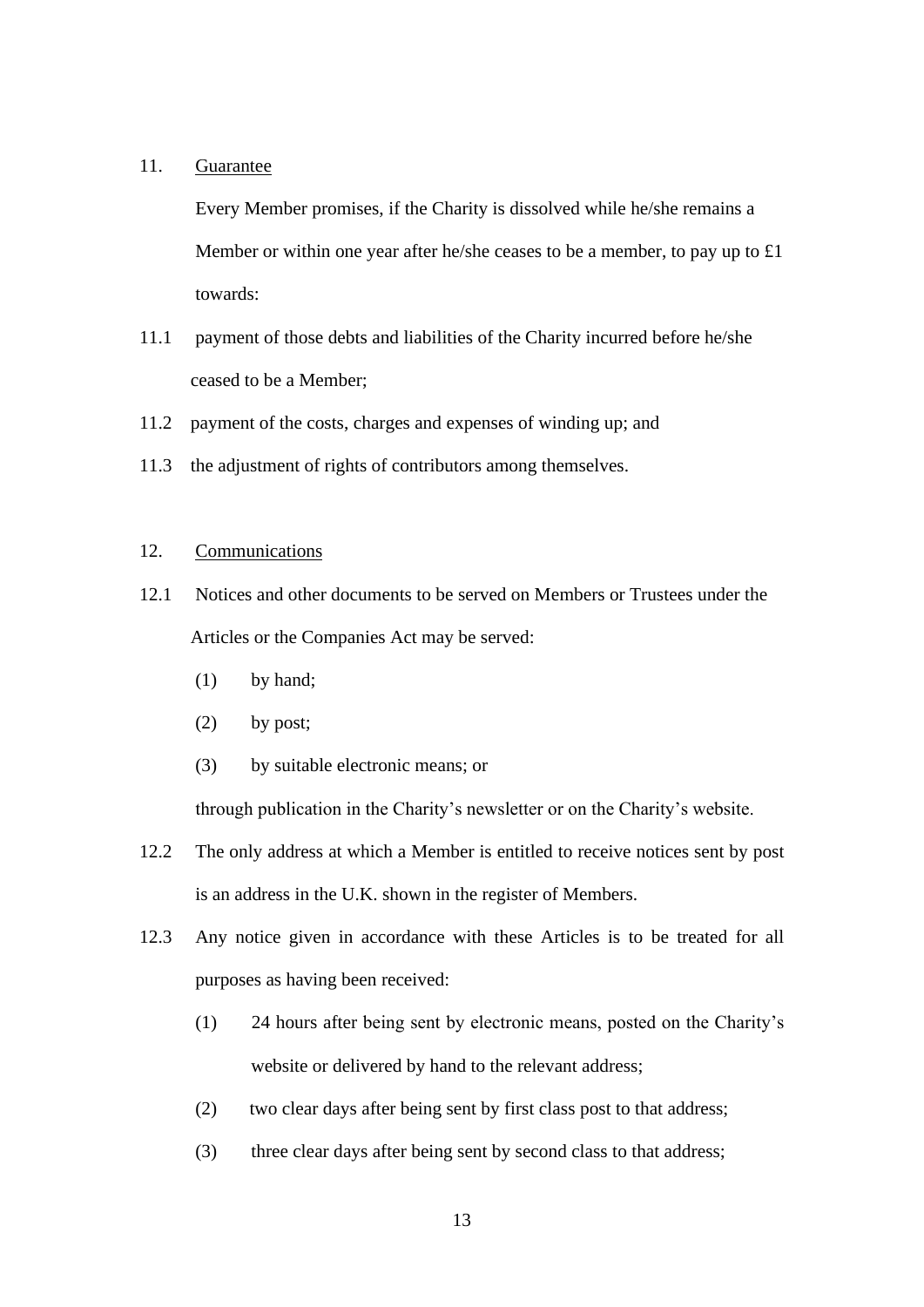11. <u>Guarantee</u>

Every Member promises, if the Charity is dissolved while he/she remains a Member or within one year after he/she ceases to be a member, to pay up to £1 towards:

11.1 payment of those debts and liabilities of the Charity incurred before he/she ceased to be a Member;

11.2 payment of the costs, charges and expenses of winding up; and

11.3 the adjustment of rights of contributors among themselves.

12. <u>Communications</u>

12.1 Notices and other documents to be served on Members or Trustees under the Articles or the Companies Act may be served:

(1) by hand;

(2) by post;

(3) by suitable electronic means; or

through publication in the Charity's newsletter or on the Charity's website.

12.2 The only address at which a Member is entitled to receive notices sent by post is an address in the U.K. shown in the register of Members.

12.3 Any notice given in accordance with these Articles is to be treated for all purposes as having been received:

(1) 24 hours after being sent by electronic means, posted on the Charity's website or delivered by hand to the relevant address;

(2) two clear days after being sent by first class post to that address;

(3) three clear days after being sent by second class to that address;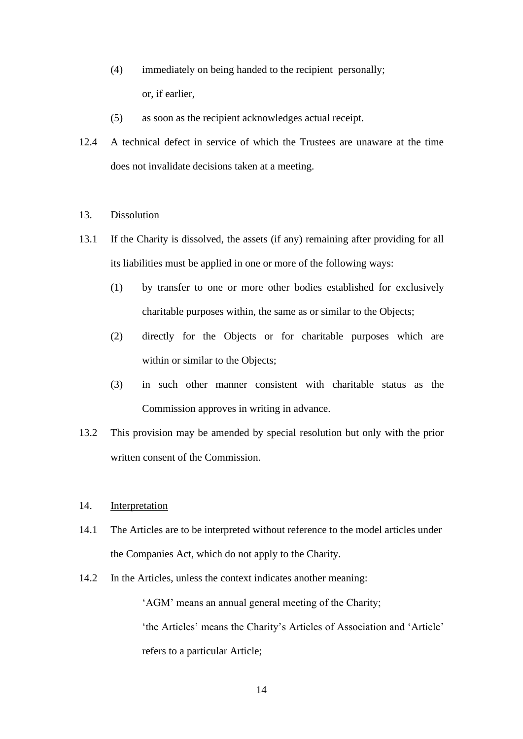(4) immediately on being handed to the recipient personally;

or, if earlier,

(5) as soon as the recipient acknowledges actual receipt.

12.4 A technical defect in service of which the Trustees are unaware at the time does not invalidate decisions taken at a meeting.

13. <u>Dissolution</u>

13.1 If the Charity is dissolved, the assets (if any) remaining after providing for all its liabilities must be applied in one or more of the following ways:

(1) by transfer to one or more other bodies established for exclusively charitable purposes within, the same as or similar to the Objects;

(2) directly for the Objects or for charitable purposes which are within or similar to the Objects;

(3) in such other manner consistent with charitable status as the Commission approves in writing in advance.

13.2 This provision may be amended by special resolution but only with the prior written consent of the Commission.

14. <u>Interpretation</u>

14.1 The Articles are to be interpreted without reference to the model articles under the Companies Act, which do not apply to the Charity.

14.2 In the Articles, unless the context indicates another meaning:

'AGM' means an annual general meeting of the Charity;

'the Articles' means the Charity's Articles of Association and 'Article' refers to a particular Article;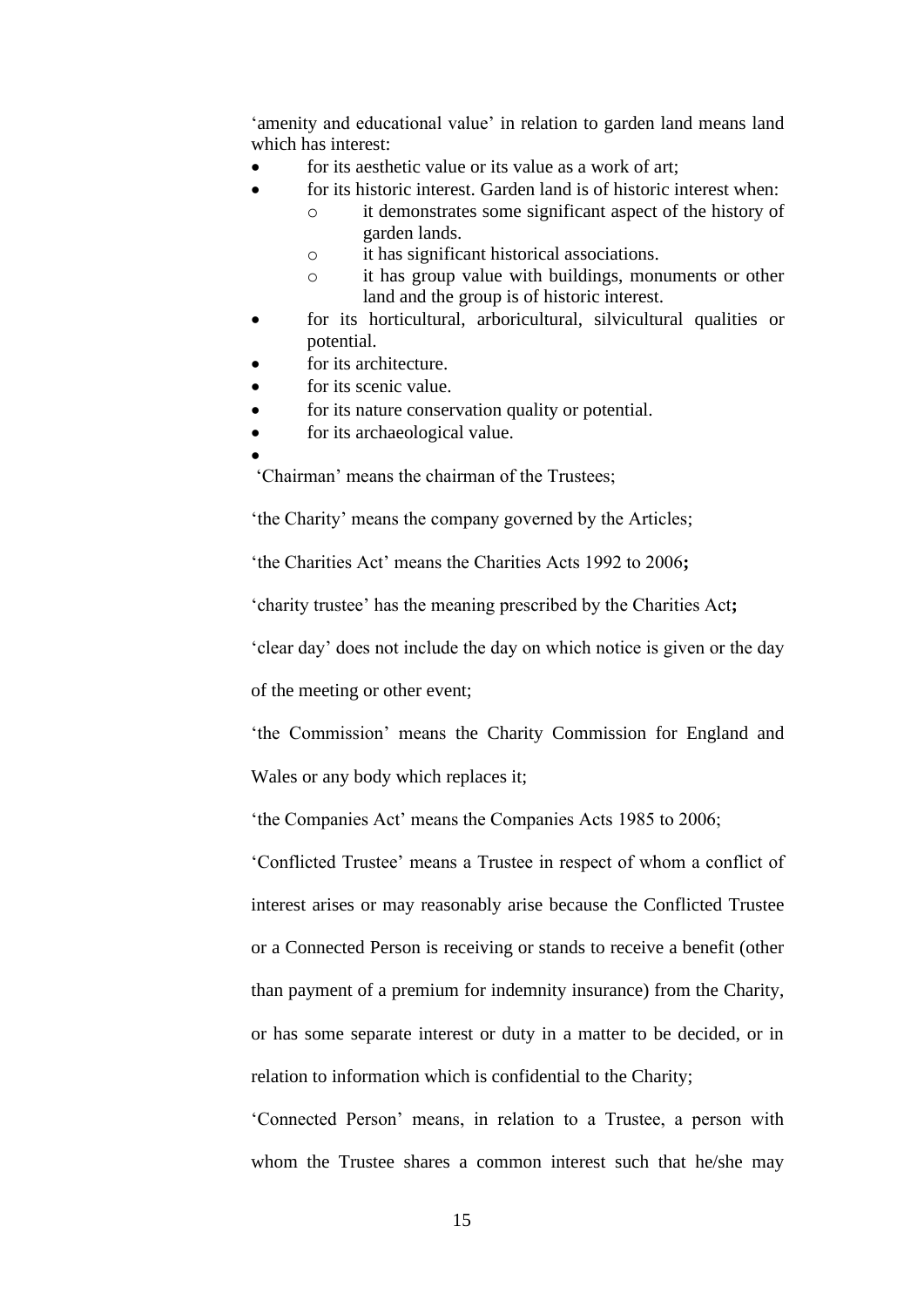'amenity and educational value' in relation to garden land means land which has interest:

- for its aesthetic value or its value as a work of art;
- for its historic interest. Garden land is of historic interest when:
    - it demonstrates some significant aspect of the history of garden lands.
    - it has significant historical associations.
    - it has group value with buildings, monuments or other land and the group is of historic interest.
- for its horticultural, arboricultural, silvicultural qualities or potential.
- for its architecture.
- for its scenic value.
- for its nature conservation quality or potential.
- for its archaeological value.
-

'Chairman' means the chairman of the Trustees;

'the Charity' means the company governed by the Articles;

'the Charities Act' means the Charities Acts 1992 to 2006**;**

'charity trustee' has the meaning prescribed by the Charities Act**;**

'clear day' does not include the day on which notice is given or the day of the meeting or other event;

'the Commission' means the Charity Commission for England and Wales or any body which replaces it;

'the Companies Act' means the Companies Acts 1985 to 2006;

'Conflicted Trustee' means a Trustee in respect of whom a conflict of interest arises or may reasonably arise because the Conflicted Trustee or a Connected Person is receiving or stands to receive a benefit (other than payment of a premium for indemnity insurance) from the Charity, or has some separate interest or duty in a matter to be decided, or in relation to information which is confidential to the Charity;

'Connected Person' means, in relation to a Trustee, a person with whom the Trustee shares a common interest such that he/she may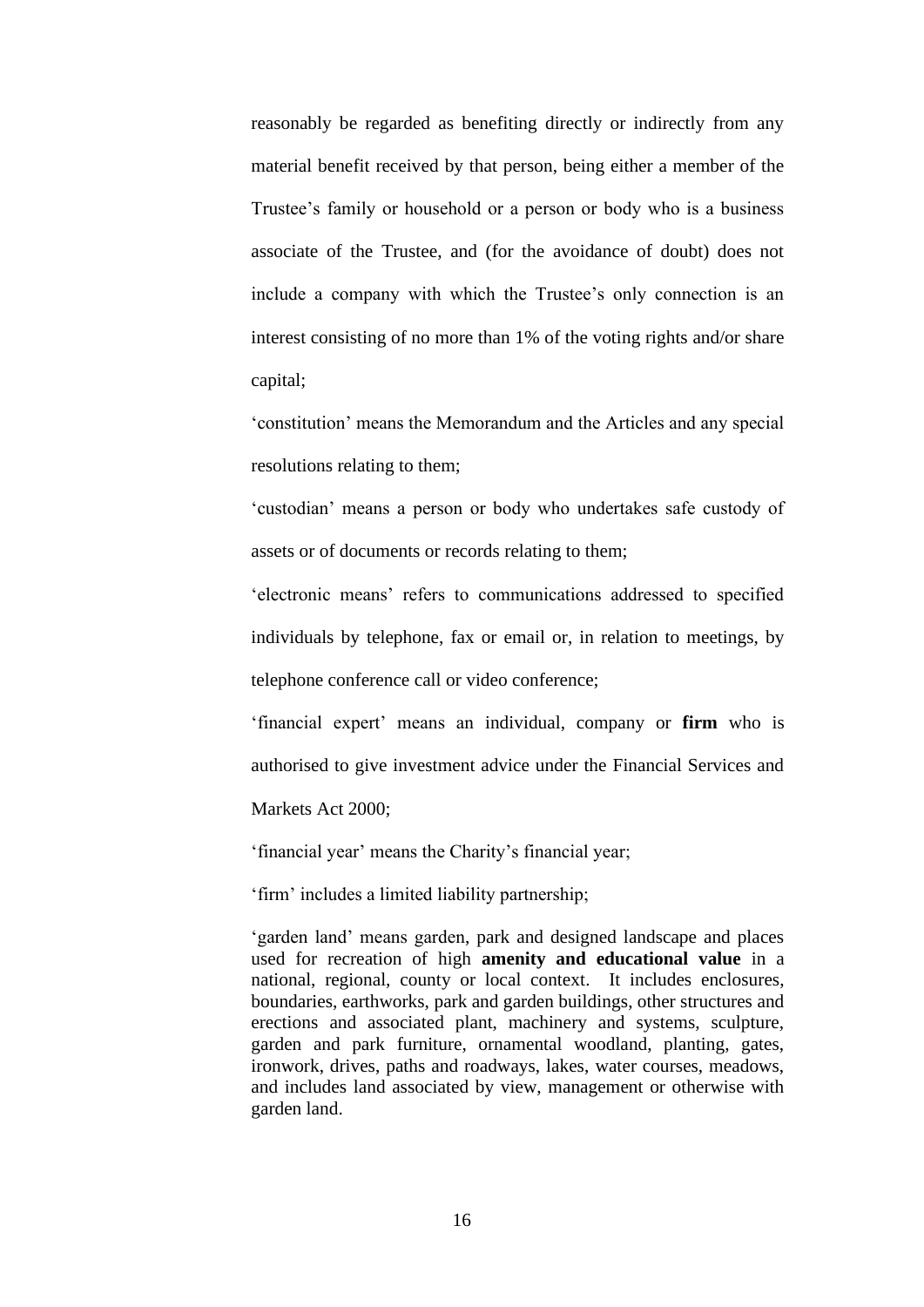reasonably be regarded as benefiting directly or indirectly from any material benefit received by that person, being either a member of the Trustee's family or household or a person or body who is a business associate of the Trustee, and (for the avoidance of doubt) does not include a company with which the Trustee's only connection is an interest consisting of no more than 1% of the voting rights and/or share capital;

'constitution' means the Memorandum and the Articles and any special resolutions relating to them;

'custodian' means a person or body who undertakes safe custody of assets or of documents or records relating to them;

'electronic means' refers to communications addressed to specified individuals by telephone, fax or email or, in relation to meetings, by telephone conference call or video conference;

'financial expert' means an individual, company or **firm** who is authorised to give investment advice under the Financial Services and Markets Act 2000;

'financial year' means the Charity's financial year;

'firm' includes a limited liability partnership;

'garden land' means garden, park and designed landscape and places used for recreation of high **amenity and educational value** in a national, regional, county or local context. It includes enclosures, boundaries, earthworks, park and garden buildings, other structures and erections and associated plant, machinery and systems, sculpture, garden and park furniture, ornamental woodland, planting, gates, ironwork, drives, paths and roadways, lakes, water courses, meadows, and includes land associated by view, management or otherwise with garden land.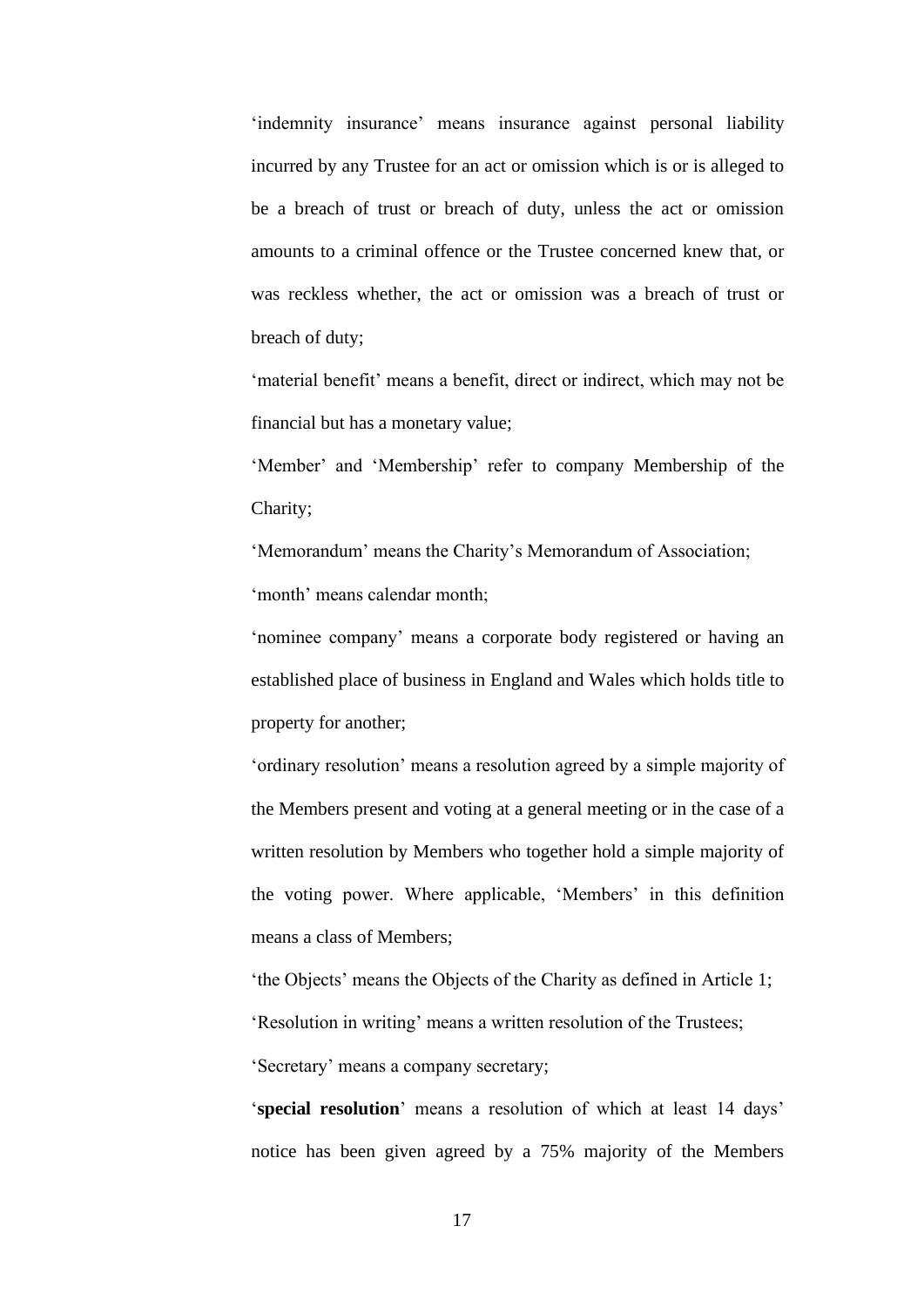'indemnity insurance' means insurance against personal liability incurred by any Trustee for an act or omission which is or is alleged to be a breach of trust or breach of duty, unless the act or omission amounts to a criminal offence or the Trustee concerned knew that, or was reckless whether, the act or omission was a breach of trust or breach of duty;

'material benefit' means a benefit, direct or indirect, which may not be financial but has a monetary value;

'Member' and 'Membership' refer to company Membership of the Charity;

'Memorandum' means the Charity's Memorandum of Association;

'month' means calendar month;

'nominee company' means a corporate body registered or having an established place of business in England and Wales which holds title to property for another;

'ordinary resolution' means a resolution agreed by a simple majority of the Members present and voting at a general meeting or in the case of a written resolution by Members who together hold a simple majority of the voting power. Where applicable, 'Members' in this definition means a class of Members;

'the Objects' means the Objects of the Charity as defined in Article 1;

'Resolution in writing' means a written resolution of the Trustees;

'Secretary' means a company secretary;

'**special resolution**' means a resolution of which at least 14 days' notice has been given agreed by a 75% majority of the Members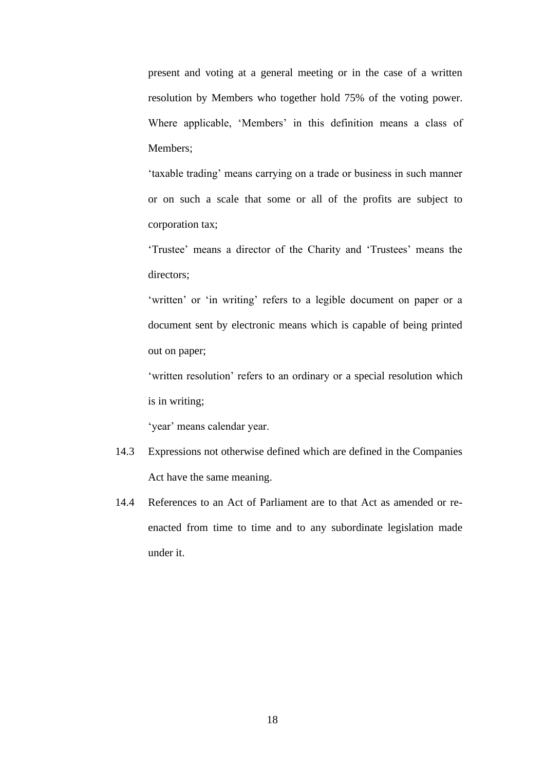present and voting at a general meeting or in the case of a written resolution by Members who together hold 75% of the voting power. Where applicable, ‘Members’ in this definition means a class of Members;

‘taxable trading’ means carrying on a trade or business in such manner or on such a scale that some or all of the profits are subject to corporation tax;

‘Trustee’ means a director of the Charity and ‘Trustees’ means the directors;

‘written’ or ‘in writing’ refers to a legible document on paper or a document sent by electronic means which is capable of being printed out on paper;

‘written resolution’ refers to an ordinary or a special resolution which is in writing;

‘year’ means calendar year.

14.3 Expressions not otherwise defined which are defined in the Companies Act have the same meaning.

14.4 References to an Act of Parliament are to that Act as amended or re-enacted from time to time and to any subordinate legislation made under it.